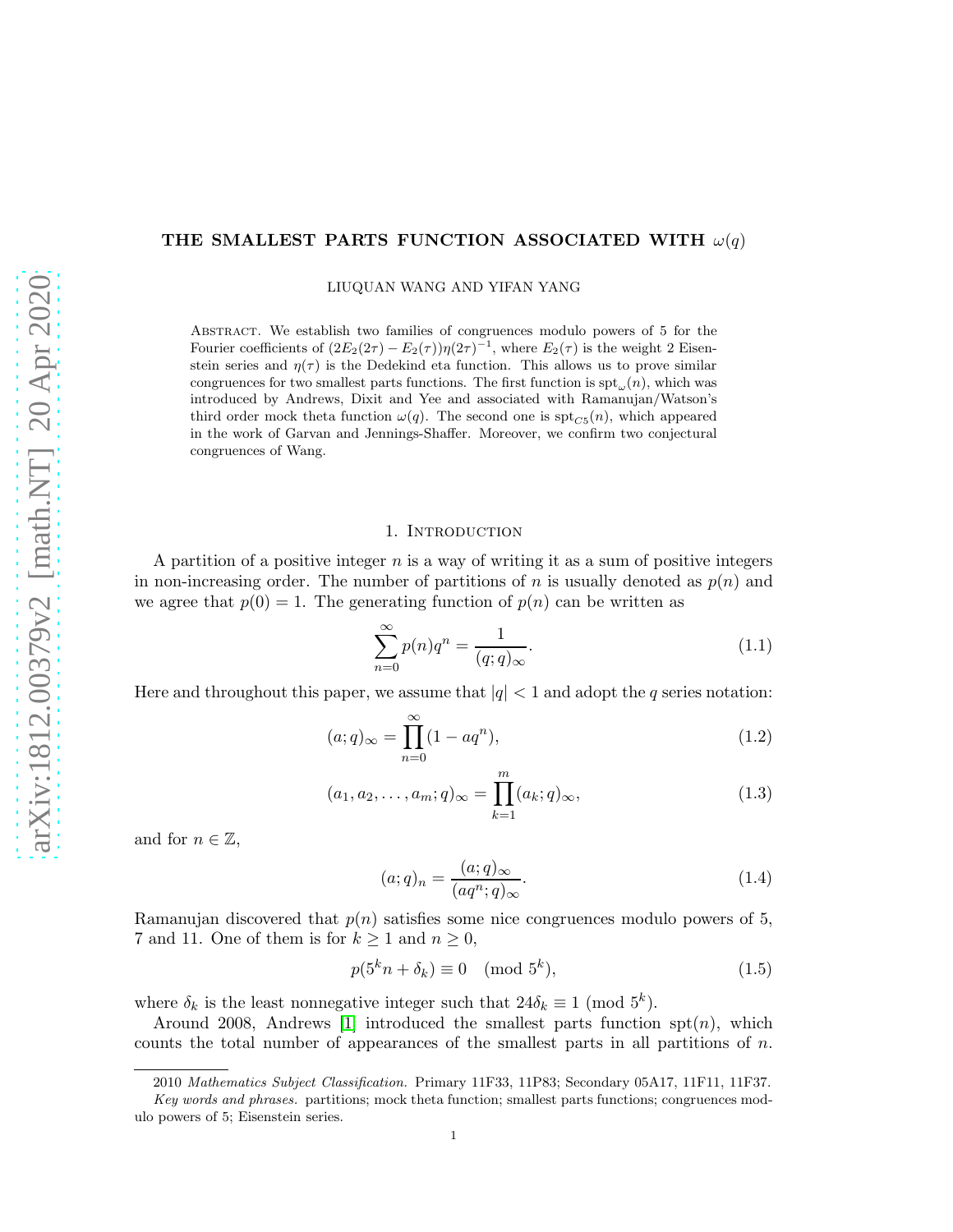# THE SMALLEST PARTS FUNCTION ASSOCIATED WITH $\omega(q)$

LIUQUAN WANG AND YIFAN YANG

Abstract. We establish two families of congruences modulo powers of 5 for the Fourier coefficients of $(2E_2(2\tau) - E_2(\tau))\eta(2\tau)^{-1}$, where $E_2(\tau)$ is the weight 2 Eisenstein series and $\eta(\tau)$ is the Dedekind eta function. This allows us to prove similar congruences for two smallest parts functions. The first function is $\mathrm{spt}_\omega(n)$, which was introduced by Andrews, Dixit and Yee and associated with Ramanujan/Watson's third order mock theta function $\omega(q)$. The second one is $\mathrm{spt}_{C5}(n)$, which appeared in the work of Garvan and Jennings-Shaffer. Moreover, we confirm two conjectural congruences of Wang.

## 1. Introduction

A partition of a positive integer $n$ is a way of writing it as a sum of positive integers in non-increasing order. The number of partitions of $n$ is usually denoted as $p(n)$ and we agree that $p(0) = 1$. The generating function of $p(n)$ can be written as

$$\sum_{n=0}^{\infty} p(n)q^n = \frac{1}{(q;q)_\infty}. \tag{1.1}$$

Here and throughout this paper, we assume that $|q| < 1$ and adopt the $q$ series notation:

$$(a;q)_\infty = \prod_{n=0}^{\infty}(1 - aq^n), \tag{1.2}$$

$$(a_1, a_2, \dots, a_m; q)_\infty = \prod_{k=1}^{m}(a_k;q)_\infty, \tag{1.3}$$

and for $n \in \mathbb{Z}$,

$$(a;q)_n = \frac{(a;q)_\infty}{(aq^n;q)_\infty}. \tag{1.4}$$

Ramanujan discovered that $p(n)$ satisfies some nice congruences modulo powers of 5, 7 and 11. One of them is for $k \geq 1$ and $n \geq 0$,

$$p(5^k n + \delta_k) \equiv 0 \pmod{5^k}, \tag{1.5}$$

where $\delta_k$ is the least nonnegative integer such that $24\delta_k \equiv 1 \pmod{5^k}$.

Around 2008, Andrews [1] introduced the smallest parts function $\mathrm{spt}(n)$, which counts the total number of appearances of the smallest parts in all partitions of $n$.

---

2010 *Mathematics Subject Classification.* Primary 11F33, 11P83; Secondary 05A17, 11F11, 11F37.

*Key words and phrases.* partitions; mock theta function; smallest parts functions; congruences modulo powers of 5; Eisenstein series.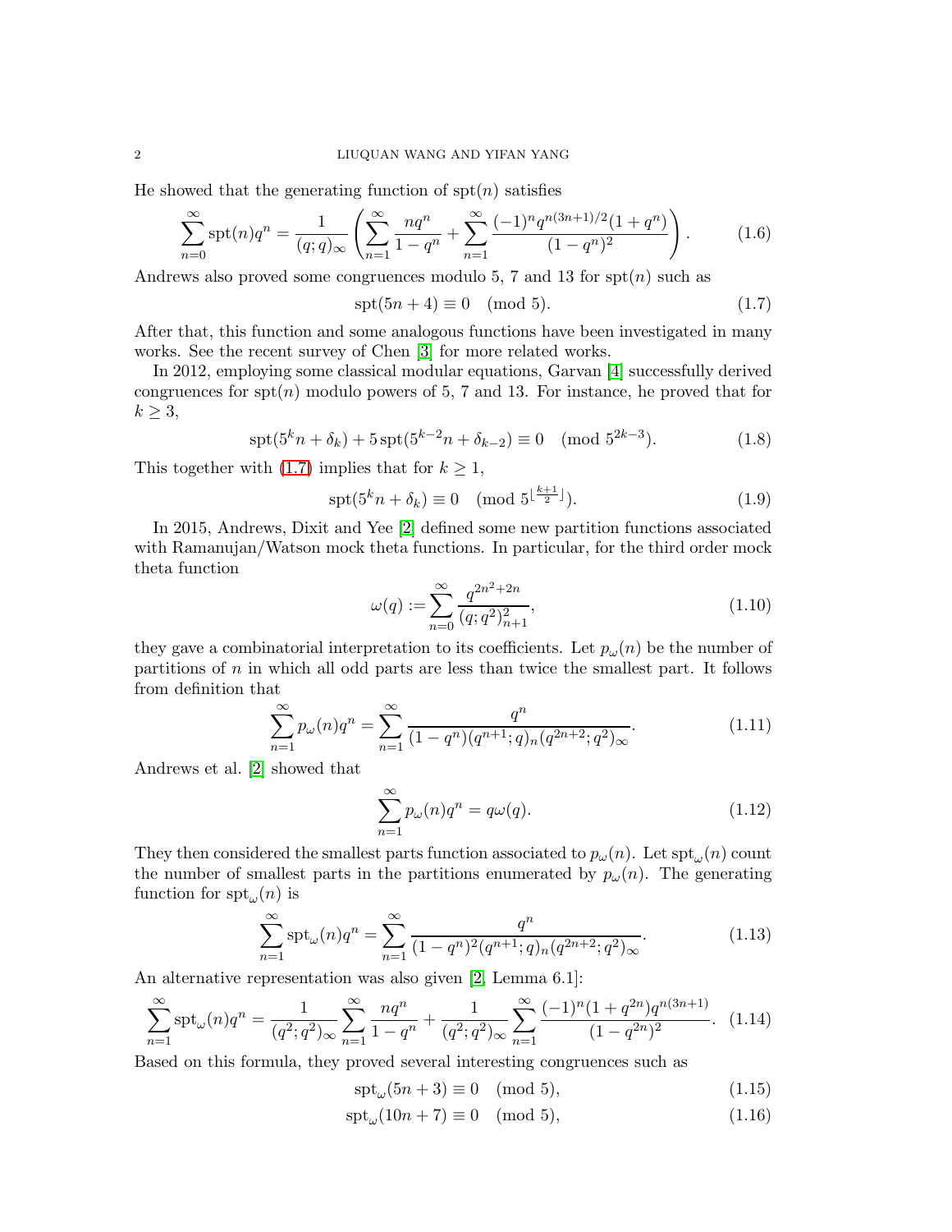He showed that the generating function of $\mathrm{spt}(n)$ satisfies

$$\sum_{n=0}^{\infty}\mathrm{spt}(n)q^n=\frac{1}{(q;q)_\infty}\left(\sum_{n=1}^{\infty}\frac{nq^n}{1-q^n}+\sum_{n=1}^{\infty}\frac{(-1)^nq^{n(3n+1)/2}(1+q^n)}{(1-q^n)^2}\right). \tag{1.6}$$

Andrews also proved some congruences modulo 5, 7 and 13 for $\mathrm{spt}(n)$ such as

$$\mathrm{spt}(5n+4)\equiv 0 \pmod 5. \tag{1.7}$$

After that, this function and some analogous functions have been investigated in many works. See the recent survey of Chen [3] for more related works.

In 2012, employing some classical modular equations, Garvan [4] successfully derived congruences for $\mathrm{spt}(n)$ modulo powers of 5, 7 and 13. For instance, he proved that for $k\geq 3$,

$$\mathrm{spt}(5^kn+\delta_k)+5\,\mathrm{spt}(5^{k-2}n+\delta_{k-2})\equiv 0 \pmod{5^{2k-3}}. \tag{1.8}$$

This together with (1.7) implies that for $k\geq 1$,

$$\mathrm{spt}(5^kn+\delta_k)\equiv 0 \pmod{5^{\lfloor\frac{k+1}{2}\rfloor}}. \tag{1.9}$$

In 2015, Andrews, Dixit and Yee [2] defined some new partition functions associated with Ramanujan/Watson mock theta functions. In particular, for the third order mock theta function

$$\omega(q):=\sum_{n=0}^{\infty}\frac{q^{2n^2+2n}}{(q;q^2)_{n+1}^2}, \tag{1.10}$$

they gave a combinatorial interpretation to its coefficients. Let $p_\omega(n)$ be the number of partitions of $n$ in which all odd parts are less than twice the smallest part. It follows from definition that

$$\sum_{n=1}^{\infty}p_\omega(n)q^n=\sum_{n=1}^{\infty}\frac{q^n}{(1-q^n)(q^{n+1};q)_n(q^{2n+2};q^2)_\infty}. \tag{1.11}$$

Andrews et al. [2] showed that

$$\sum_{n=1}^{\infty}p_\omega(n)q^n=q\omega(q). \tag{1.12}$$

They then considered the smallest parts function associated to $p_\omega(n)$. Let $\mathrm{spt}_\omega(n)$ count the number of smallest parts in the partitions enumerated by $p_\omega(n)$. The generating function for $\mathrm{spt}_\omega(n)$ is

$$\sum_{n=1}^{\infty}\mathrm{spt}_\omega(n)q^n=\sum_{n=1}^{\infty}\frac{q^n}{(1-q^n)^2(q^{n+1};q)_n(q^{2n+2};q^2)_\infty}. \tag{1.13}$$

An alternative representation was also given [2, Lemma 6.1]:

$$\sum_{n=1}^{\infty}\mathrm{spt}_\omega(n)q^n=\frac{1}{(q^2;q^2)_\infty}\sum_{n=1}^{\infty}\frac{nq^n}{1-q^n}+\frac{1}{(q^2;q^2)_\infty}\sum_{n=1}^{\infty}\frac{(-1)^n(1+q^{2n})q^{n(3n+1)}}{(1-q^{2n})^2}. \tag{1.14}$$

Based on this formula, they proved several interesting congruences such as

$$\mathrm{spt}_\omega(5n+3)\equiv 0 \pmod 5, \tag{1.15}$$

$$\mathrm{spt}_\omega(10n+7)\equiv 0 \pmod 5, \tag{1.16}$$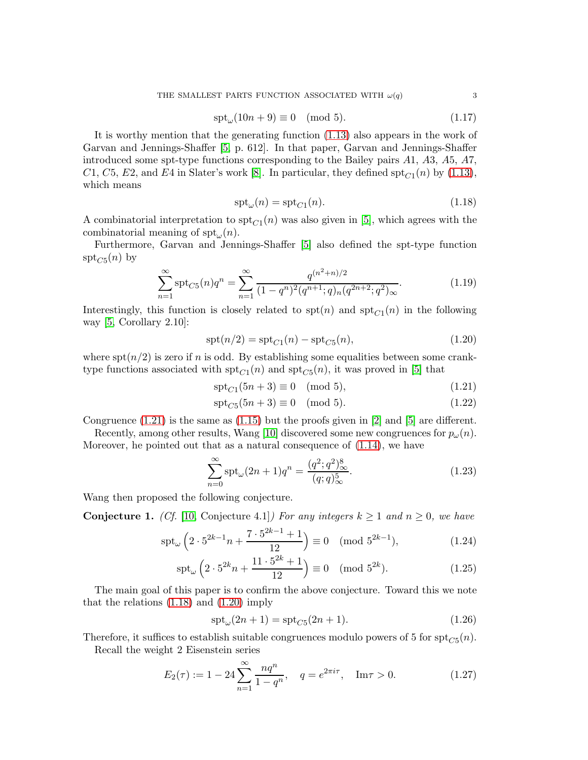$$\mathrm{spt}_\omega(10n+9) \equiv 0 \pmod 5. \tag{1.17}$$

It is worthy mention that the generating function (1.13) also appears in the work of Garvan and Jennings-Shaffer [5, p. 612]. In that paper, Garvan and Jennings-Shaffer introduced some spt-type functions corresponding to the Bailey pairs $A1$, $A3$, $A5$, $A7$, $C1$, $C5$, $E2$, and $E4$ in Slater's work [8]. In particular, they defined $\mathrm{spt}_{C1}(n)$ by (1.13), which means

$$\mathrm{spt}_\omega(n) = \mathrm{spt}_{C1}(n). \tag{1.18}$$

A combinatorial interpretation to $\mathrm{spt}_{C1}(n)$ was also given in [5], which agrees with the combinatorial meaning of $\mathrm{spt}_\omega(n)$.

Furthermore, Garvan and Jennings-Shaffer [5] also defined the spt-type function $\mathrm{spt}_{C5}(n)$ by

$$\sum_{n=1}^{\infty} \mathrm{spt}_{C5}(n) q^n = \sum_{n=1}^{\infty} \frac{q^{(n^2+n)/2}}{(1-q^n)^2 (q^{n+1};q)_n (q^{2n+2};q^2)_\infty}. \tag{1.19}$$

Interestingly, this function is closely related to $\mathrm{spt}(n)$ and $\mathrm{spt}_{C1}(n)$ in the following way [5, Corollary 2.10]:

$$\mathrm{spt}(n/2) = \mathrm{spt}_{C1}(n) - \mathrm{spt}_{C5}(n), \tag{1.20}$$

where $\mathrm{spt}(n/2)$ is zero if $n$ is odd. By establishing some equalities between some crank-type functions associated with $\mathrm{spt}_{C1}(n)$ and $\mathrm{spt}_{C5}(n)$, it was proved in [5] that

$$\mathrm{spt}_{C1}(5n+3) \equiv 0 \pmod 5, \tag{1.21}$$

$$\mathrm{spt}_{C5}(5n+3) \equiv 0 \pmod 5. \tag{1.22}$$

Congruence (1.21) is the same as (1.15) but the proofs given in [2] and [5] are different.

Recently, among other results, Wang [10] discovered some new congruences for $p_\omega(n)$. Moreover, he pointed out that as a natural consequence of (1.14), we have

$$\sum_{n=0}^{\infty} \mathrm{spt}_\omega(2n+1) q^n = \frac{(q^2;q^2)_\infty^8}{(q;q)_\infty^5}. \tag{1.23}$$

Wang then proposed the following conjecture.

**Conjecture 1.** *(Cf. [10, Conjecture 4.1]) For any integers $k \geq 1$ and $n \geq 0$, we have*

$$\mathrm{spt}_\omega\left(2 \cdot 5^{2k-1} n + \frac{7 \cdot 5^{2k-1} + 1}{12}\right) \equiv 0 \pmod{5^{2k-1}}, \tag{1.24}$$

$$\mathrm{spt}_\omega\left(2 \cdot 5^{2k} n + \frac{11 \cdot 5^{2k} + 1}{12}\right) \equiv 0 \pmod{5^{2k}}. \tag{1.25}$$

The main goal of this paper is to confirm the above conjecture. Toward this we note that the relations (1.18) and (1.20) imply

$$\mathrm{spt}_\omega(2n+1) = \mathrm{spt}_{C5}(2n+1). \tag{1.26}$$

Therefore, it suffices to establish suitable congruences modulo powers of 5 for $\mathrm{spt}_{C5}(n)$.

Recall the weight 2 Eisenstein series

$$E_2(\tau) := 1 - 24 \sum_{n=1}^{\infty} \frac{nq^n}{1-q^n}, \quad q = e^{2\pi i \tau}, \quad \mathrm{Im}\tau > 0. \tag{1.27}$$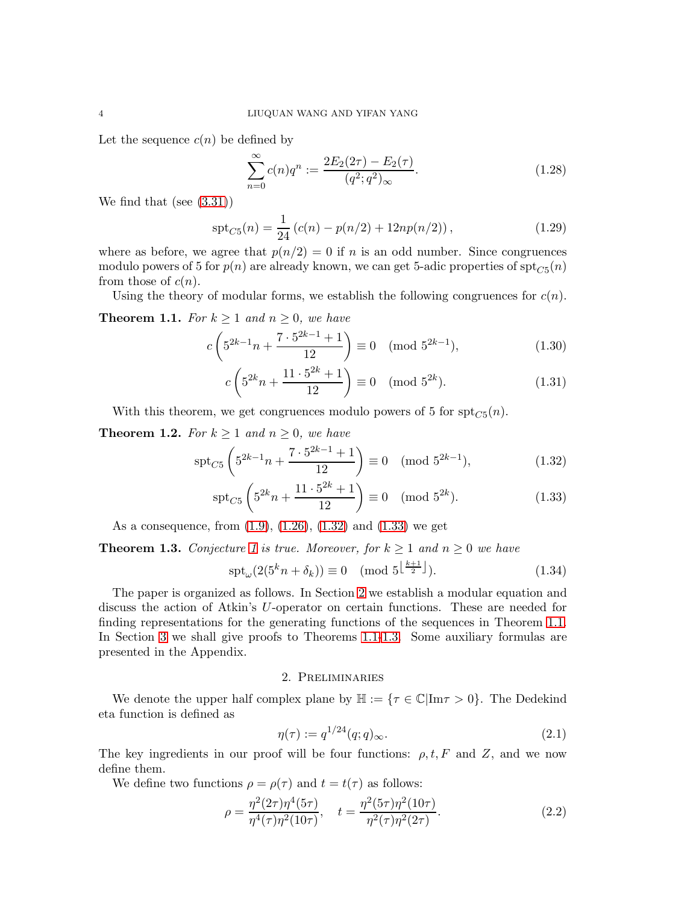Let the sequence $c(n)$ be defined by

$$\sum_{n=0}^{\infty} c(n)q^n := \frac{2E_2(2\tau)-E_2(\tau)}{(q^2;q^2)_\infty}. \tag{1.28}$$

We find that (see (3.31))

$$\mathrm{spt}_{C5}(n) = \frac{1}{24}\left(c(n)-p(n/2)+12np(n/2)\right), \tag{1.29}$$

where as before, we agree that $p(n/2)=0$ if $n$ is an odd number. Since congruences modulo powers of 5 for $p(n)$ are already known, we can get 5-adic properties of $\mathrm{spt}_{C5}(n)$ from those of $c(n)$.

Using the theory of modular forms, we establish the following congruences for $c(n)$.

**Theorem 1.1.** *For $k\geq 1$ and $n\geq 0$, we have*

$$c\left(5^{2k-1}n+\frac{7\cdot 5^{2k-1}+1}{12}\right) \equiv 0 \pmod{5^{2k-1}}, \tag{1.30}$$

$$c\left(5^{2k}n+\frac{11\cdot 5^{2k}+1}{12}\right) \equiv 0 \pmod{5^{2k}}. \tag{1.31}$$

With this theorem, we get congruences modulo powers of 5 for $\mathrm{spt}_{C5}(n)$.

**Theorem 1.2.** *For $k\geq 1$ and $n\geq 0$, we have*

$$\mathrm{spt}_{C5}\left(5^{2k-1}n+\frac{7\cdot 5^{2k-1}+1}{12}\right) \equiv 0 \pmod{5^{2k-1}}, \tag{1.32}$$

$$\mathrm{spt}_{C5}\left(5^{2k}n+\frac{11\cdot 5^{2k}+1}{12}\right) \equiv 0 \pmod{5^{2k}}. \tag{1.33}$$

As a consequence, from (1.9), (1.26), (1.32) and (1.33) we get

**Theorem 1.3.** *Conjecture 1 is true. Moreover, for $k\geq 1$ and $n\geq 0$ we have*

$$\mathrm{spt}_{\omega}(2(5^kn+\delta_k)) \equiv 0 \pmod{5^{\lfloor \frac{k+1}{2}\rfloor}}. \tag{1.34}$$

The paper is organized as follows. In Section 2 we establish a modular equation and discuss the action of Atkin's $U$-operator on certain functions. These are needed for finding representations for the generating functions of the sequences in Theorem 1.1. In Section 3 we shall give proofs to Theorems 1.1-1.3. Some auxiliary formulas are presented in the Appendix.

## 2. Preliminaries

We denote the upper half complex plane by $\mathbb{H} := \{\tau\in\mathbb{C} | \mathrm{Im}\tau>0\}$. The Dedekind eta function is defined as

$$\eta(\tau) := q^{1/24}(q;q)_\infty. \tag{2.1}$$

The key ingredients in our proof will be four functions: $\rho, t, F$ and $Z$, and we now define them.

We define two functions $\rho=\rho(\tau)$ and $t=t(\tau)$ as follows:

$$\rho = \frac{\eta^2(2\tau)\eta^4(5\tau)}{\eta^4(\tau)\eta^2(10\tau)}, \quad t=\frac{\eta^2(5\tau)\eta^2(10\tau)}{\eta^2(\tau)\eta^2(2\tau)}. \tag{2.2}$$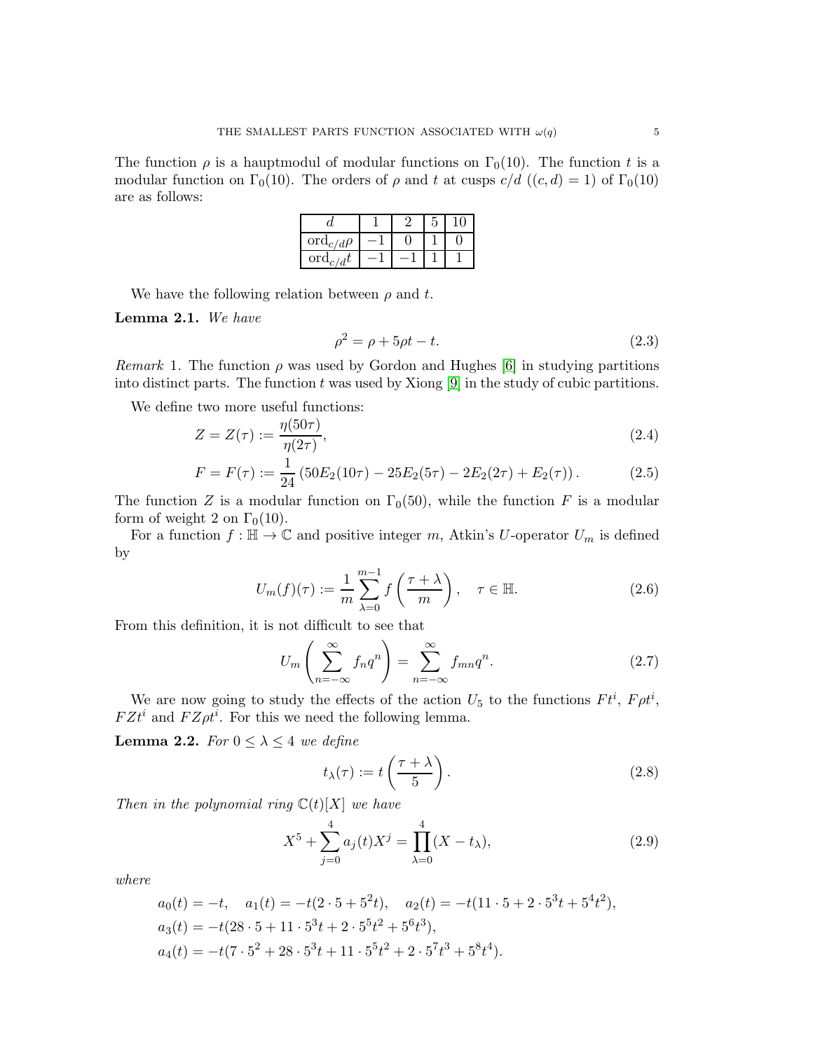The function $\rho$ is a hauptmodul of modular functions on $\Gamma_0(10)$. The function $t$ is a modular function on $\Gamma_0(10)$. The orders of $\rho$ and $t$ at cusps $c/d$ ($(c,d)=1$) of $\Gamma_0(10)$ are as follows:

| $d$ | 1 | 2 | 5 | 10 |
|---|---|---|---|---|
| $\mathrm{ord}_{c/d}\rho$ | $-1$ | 0 | 1 | 0 |
| $\mathrm{ord}_{c/d}t$ | $-1$ | $-1$ | 1 | 1 |

We have the following relation between $\rho$ and $t$.

**Lemma 2.1.** *We have*

$$\rho^2 = \rho + 5\rho t - t. \tag{2.3}$$

*Remark* 1. The function $\rho$ was used by Gordon and Hughes [6] in studying partitions into distinct parts. The function $t$ was used by Xiong [9] in the study of cubic partitions.

We define two more useful functions:

$$Z = Z(\tau) := \frac{\eta(50\tau)}{\eta(2\tau)}, \tag{2.4}$$

$$F = F(\tau) := \frac{1}{24}\left(50E_2(10\tau) - 25E_2(5\tau) - 2E_2(2\tau) + E_2(\tau)\right). \tag{2.5}$$

The function $Z$ is a modular function on $\Gamma_0(50)$, while the function $F$ is a modular form of weight 2 on $\Gamma_0(10)$.

For a function $f : \mathbb{H} \to \mathbb{C}$ and positive integer $m$, Atkin's $U$-operator $U_m$ is defined by

$$U_m(f)(\tau) := \frac{1}{m}\sum_{\lambda=0}^{m-1} f\left(\frac{\tau+\lambda}{m}\right), \quad \tau \in \mathbb{H}. \tag{2.6}$$

From this definition, it is not difficult to see that

$$U_m\left(\sum_{n=-\infty}^{\infty} f_n q^n\right) = \sum_{n=-\infty}^{\infty} f_{mn} q^n. \tag{2.7}$$

We are now going to study the effects of the action $U_5$ to the functions $Ft^i$, $F\rho t^i$, $FZt^i$ and $FZ\rho t^i$. For this we need the following lemma.

**Lemma 2.2.** *For $0 \le \lambda \le 4$ we define*

$$t_\lambda(\tau) := t\left(\frac{\tau+\lambda}{5}\right). \tag{2.8}$$

*Then in the polynomial ring $\mathbb{C}(t)[X]$ we have*

$$X^5 + \sum_{j=0}^{4} a_j(t) X^j = \prod_{\lambda=0}^{4}(X - t_\lambda), \tag{2.9}$$

*where*

$$a_0(t) = -t, \quad a_1(t) = -t(2\cdot 5 + 5^2 t), \quad a_2(t) = -t(11\cdot 5 + 2\cdot 5^3 t + 5^4 t^2),$$

$$a_3(t) = -t(28\cdot 5 + 11\cdot 5^3 t + 2\cdot 5^5 t^2 + 5^6 t^3),$$

$$a_4(t) = -t(7\cdot 5^2 + 28\cdot 5^3 t + 11\cdot 5^5 t^2 + 2\cdot 5^7 t^3 + 5^8 t^4).$$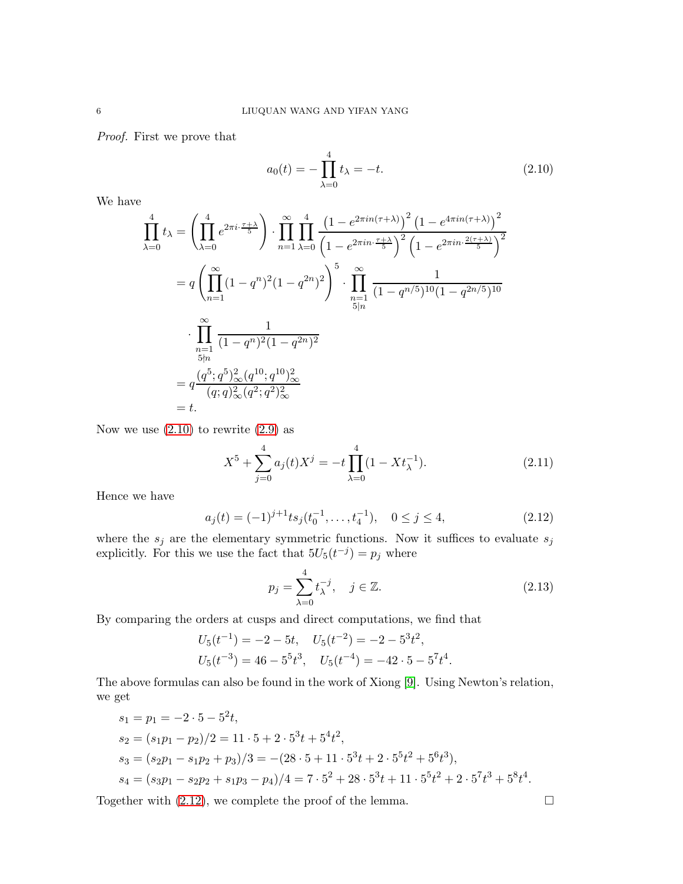*Proof.* First we prove that

$$a_0(t) = -\prod_{\lambda=0}^{4} t_\lambda = -t. \tag{2.10}$$

We have

$$\begin{aligned}
\prod_{\lambda=0}^{4} t_\lambda &= \left(\prod_{\lambda=0}^{4} e^{2\pi i\cdot\frac{\tau+\lambda}{5}}\right)\cdot\prod_{n=1}^{\infty}\prod_{\lambda=0}^{4}\frac{\left(1-e^{2\pi i n(\tau+\lambda)}\right)^2\left(1-e^{4\pi i n(\tau+\lambda)}\right)^2}{\left(1-e^{2\pi i n\cdot\frac{\tau+\lambda}{5}}\right)^2\left(1-e^{2\pi i n\cdot\frac{2(\tau+\lambda)}{5}}\right)^2}\\
&= q\left(\prod_{n=1}^{\infty}(1-q^n)^2(1-q^{2n})^2\right)^5\cdot\prod_{\substack{n=1\\5|n}}^{\infty}\frac{1}{(1-q^{n/5})^{10}(1-q^{2n/5})^{10}}\\
&\quad\cdot\prod_{\substack{n=1\\5\nmid n}}^{\infty}\frac{1}{(1-q^n)^2(1-q^{2n})^2}\\
&= q\frac{(q^5;q^5)_\infty^2(q^{10};q^{10})_\infty^2}{(q;q)_\infty^2(q^2;q^2)_\infty^2}\\
&= t.
\end{aligned}$$

Now we use (2.10) to rewrite (2.9) as

$$X^5+\sum_{j=0}^{4}a_j(t)X^j = -t\prod_{\lambda=0}^{4}(1-Xt_\lambda^{-1}). \tag{2.11}$$

Hence we have

$$a_j(t) = (-1)^{j+1}ts_j(t_0^{-1},\dots,t_4^{-1}),\quad 0\le j\le 4, \tag{2.12}$$

where the $s_j$ are the elementary symmetric functions. Now it suffices to evaluate $s_j$ explicitly. For this we use the fact that $5U_5(t^{-j}) = p_j$ where

$$p_j = \sum_{\lambda=0}^{4} t_\lambda^{-j},\quad j\in\mathbb{Z}. \tag{2.13}$$

By comparing the orders at cusps and direct computations, we find that

$$\begin{aligned}
&U_5(t^{-1}) = -2-5t,\quad U_5(t^{-2}) = -2-5^3t^2,\\
&U_5(t^{-3}) = 46-5^5t^3,\quad U_5(t^{-4}) = -42\cdot 5-5^7t^4.
\end{aligned}$$

The above formulas can also be found in the work of Xiong [9]. Using Newton's relation, we get

$$\begin{aligned}
s_1 &= p_1 = -2\cdot 5-5^2t,\\
s_2 &= (s_1p_1-p_2)/2 = 11\cdot 5+2\cdot 5^3t+5^4t^2,\\
s_3 &= (s_2p_1-s_1p_2+p_3)/3 = -(28\cdot 5+11\cdot 5^3t+2\cdot 5^5t^2+5^6t^3),\\
s_4 &= (s_3p_1-s_2p_2+s_1p_3-p_4)/4 = 7\cdot 5^2+28\cdot 5^3t+11\cdot 5^5t^2+2\cdot 5^7t^3+5^8t^4.
\end{aligned}$$

Together with (2.12), we complete the proof of the lemma. □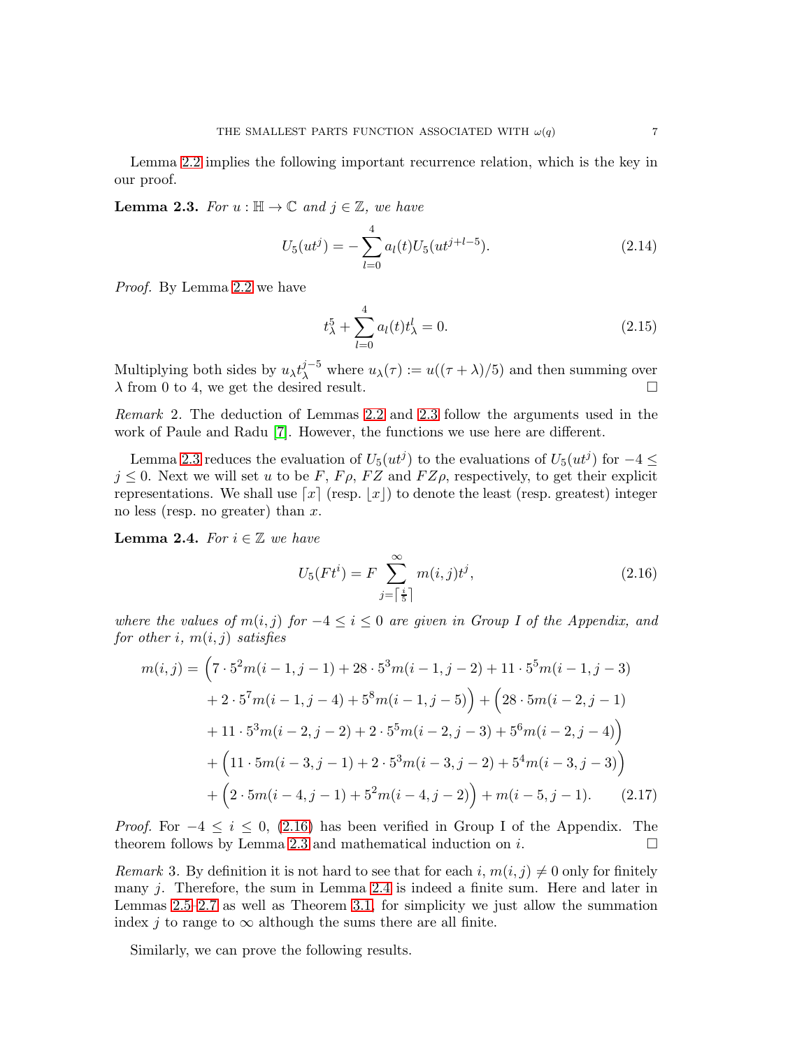Lemma 2.2 implies the following important recurrence relation, which is the key in our proof.

**Lemma 2.3.** *For $u : \mathbb{H} \to \mathbb{C}$ and $j \in \mathbb{Z}$, we have*

$$U_5(ut^j) = -\sum_{l=0}^{4} a_l(t) U_5(ut^{j+l-5}). \tag{2.14}$$

*Proof.* By Lemma 2.2 we have

$$t_\lambda^5 + \sum_{l=0}^{4} a_l(t) t_\lambda^l = 0. \tag{2.15}$$

Multiplying both sides by $u_\lambda t_\lambda^{j-5}$ where $u_\lambda(\tau) := u((\tau+\lambda)/5)$ and then summing over $\lambda$ from 0 to 4, we get the desired result. □

*Remark* 2. The deduction of Lemmas 2.2 and 2.3 follow the arguments used in the work of Paule and Radu [7]. However, the functions we use here are different.

Lemma 2.3 reduces the evaluation of $U_5(ut^j)$ to the evaluations of $U_5(ut^j)$ for $-4 \le j \le 0$. Next we will set $u$ to be $F$, $F\rho$, $FZ$ and $FZ\rho$, respectively, to get their explicit representations. We shall use $\lceil x \rceil$ (resp. $\lfloor x \rfloor$) to denote the least (resp. greatest) integer no less (resp. no greater) than $x$.

**Lemma 2.4.** *For $i \in \mathbb{Z}$ we have*

$$U_5(Ft^i) = F \sum_{j=\lceil \frac{i}{5} \rceil}^{\infty} m(i,j) t^j, \tag{2.16}$$

*where the values of $m(i,j)$ for $-4 \le i \le 0$ are given in Group I of the Appendix, and for other $i$, $m(i,j)$ satisfies*

$$\begin{aligned}
m(i,j) = \Big(&7 \cdot 5^2 m(i-1,j-1) + 28 \cdot 5^3 m(i-1,j-2) + 11 \cdot 5^5 m(i-1,j-3) \\
&+ 2 \cdot 5^7 m(i-1,j-4) + 5^8 m(i-1,j-5)\Big) + \Big(28 \cdot 5 m(i-2,j-1) \\
&+ 11 \cdot 5^3 m(i-2,j-2) + 2 \cdot 5^5 m(i-2,j-3) + 5^6 m(i-2,j-4)\Big) \\
&+ \Big(11 \cdot 5 m(i-3,j-1) + 2 \cdot 5^3 m(i-3,j-2) + 5^4 m(i-3,j-3)\Big) \\
&+ \Big(2 \cdot 5 m(i-4,j-1) + 5^2 m(i-4,j-2)\Big) + m(i-5,j-1).
\end{aligned} \tag{2.17}$$

*Proof.* For $-4 \le i \le 0$, (2.16) has been verified in Group I of the Appendix. The theorem follows by Lemma 2.3 and mathematical induction on $i$. □

*Remark* 3. By definition it is not hard to see that for each $i$, $m(i,j) \neq 0$ only for finitely many $j$. Therefore, the sum in Lemma 2.4 is indeed a finite sum. Here and later in Lemmas 2.5–2.7 as well as Theorem 3.1, for simplicity we just allow the summation index $j$ to range to $\infty$ although the sums there are all finite.

Similarly, we can prove the following results.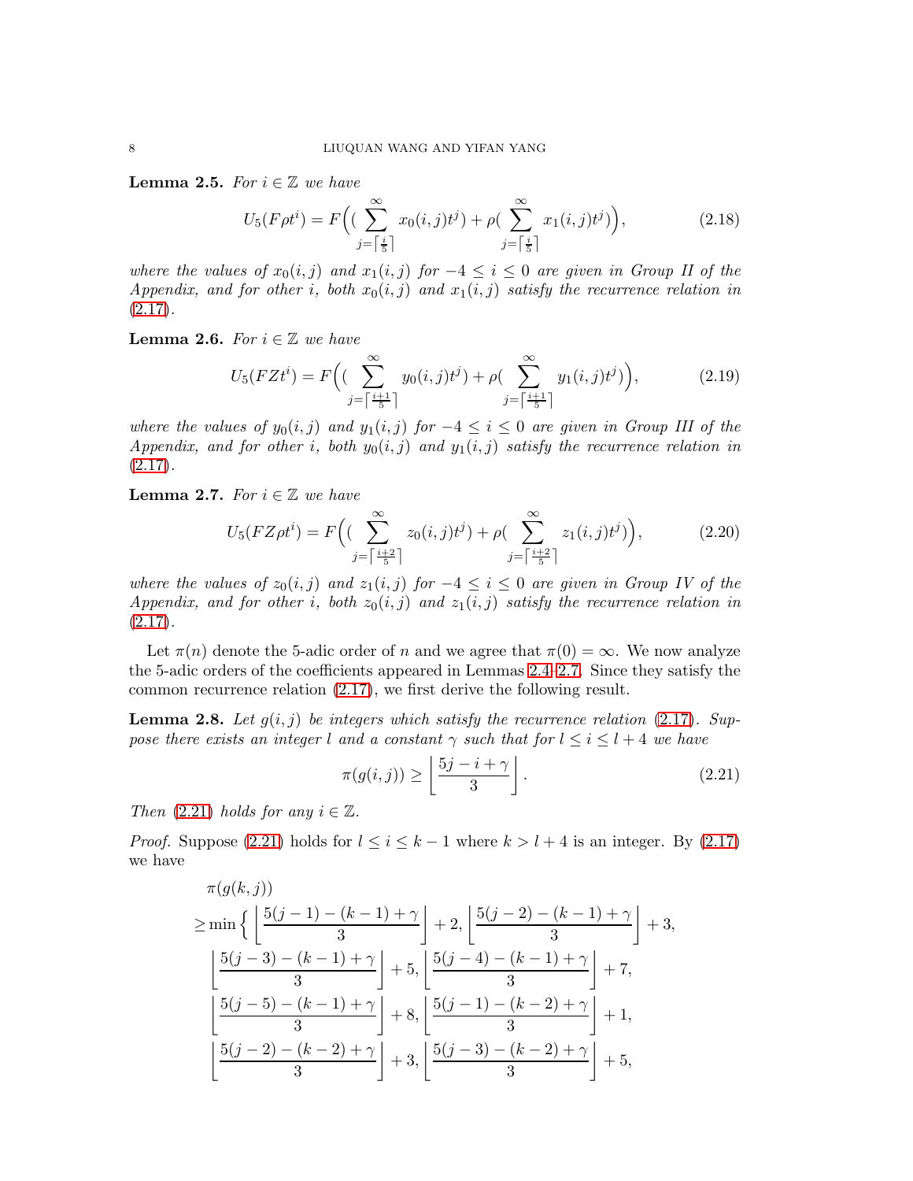**Lemma 2.5.** *For $i \in \mathbb{Z}$ we have*

$$U_5(F\rho t^i) = F\Big( (\sum_{j=\lceil \frac{i}{5} \rceil}^{\infty} x_0(i,j)t^j) + \rho(\sum_{j=\lceil \frac{i}{5} \rceil}^{\infty} x_1(i,j)t^j) \Big), \tag{2.18}$$

*where the values of $x_0(i,j)$ and $x_1(i,j)$ for $-4 \le i \le 0$ are given in Group II of the Appendix, and for other $i$, both $x_0(i,j)$ and $x_1(i,j)$ satisfy the recurrence relation in* (2.17).

**Lemma 2.6.** *For $i \in \mathbb{Z}$ we have*

$$U_5(FZt^i) = F\Big( (\sum_{j=\lceil \frac{i+1}{5} \rceil}^{\infty} y_0(i,j)t^j) + \rho(\sum_{j=\lceil \frac{i+1}{5} \rceil}^{\infty} y_1(i,j)t^j) \Big), \tag{2.19}$$

*where the values of $y_0(i,j)$ and $y_1(i,j)$ for $-4 \le i \le 0$ are given in Group III of the Appendix, and for other $i$, both $y_0(i,j)$ and $y_1(i,j)$ satisfy the recurrence relation in* (2.17).

**Lemma 2.7.** *For $i \in \mathbb{Z}$ we have*

$$U_5(FZ\rho t^i) = F\Big( (\sum_{j=\lceil \frac{i+2}{5} \rceil}^{\infty} z_0(i,j)t^j) + \rho(\sum_{j=\lceil \frac{i+2}{5} \rceil}^{\infty} z_1(i,j)t^j) \Big), \tag{2.20}$$

*where the values of $z_0(i,j)$ and $z_1(i,j)$ for $-4 \le i \le 0$ are given in Group IV of the Appendix, and for other $i$, both $z_0(i,j)$ and $z_1(i,j)$ satisfy the recurrence relation in* (2.17).

Let $\pi(n)$ denote the 5-adic order of $n$ and we agree that $\pi(0) = \infty$. We now analyze the 5-adic orders of the coefficients appeared in Lemmas 2.4–2.7. Since they satisfy the common recurrence relation (2.17), we first derive the following result.

**Lemma 2.8.** *Let $g(i,j)$ be integers which satisfy the recurrence relation* (2.17)*. Suppose there exists an integer $l$ and a constant $\gamma$ such that for $l \le i \le l+4$ we have*

$$\pi(g(i,j)) \ge \left\lfloor \frac{5j - i + \gamma}{3} \right\rfloor. \tag{2.21}$$

*Then* (2.21) *holds for any $i \in \mathbb{Z}$.*

*Proof.* Suppose (2.21) holds for $l \le i \le k-1$ where $k > l+4$ is an integer. By (2.17) we have

$$\begin{aligned}
&\pi(g(k,j)) \\
&\ge \min\Big\{ \left\lfloor \frac{5(j-1)-(k-1)+\gamma}{3} \right\rfloor + 2, \left\lfloor \frac{5(j-2)-(k-1)+\gamma}{3} \right\rfloor + 3, \\
&\quad \left\lfloor \frac{5(j-3)-(k-1)+\gamma}{3} \right\rfloor + 5, \left\lfloor \frac{5(j-4)-(k-1)+\gamma}{3} \right\rfloor + 7, \\
&\quad \left\lfloor \frac{5(j-5)-(k-1)+\gamma}{3} \right\rfloor + 8, \left\lfloor \frac{5(j-1)-(k-2)+\gamma}{3} \right\rfloor + 1, \\
&\quad \left\lfloor \frac{5(j-2)-(k-2)+\gamma}{3} \right\rfloor + 3, \left\lfloor \frac{5(j-3)-(k-2)+\gamma}{3} \right\rfloor + 5,
\end{aligned}$$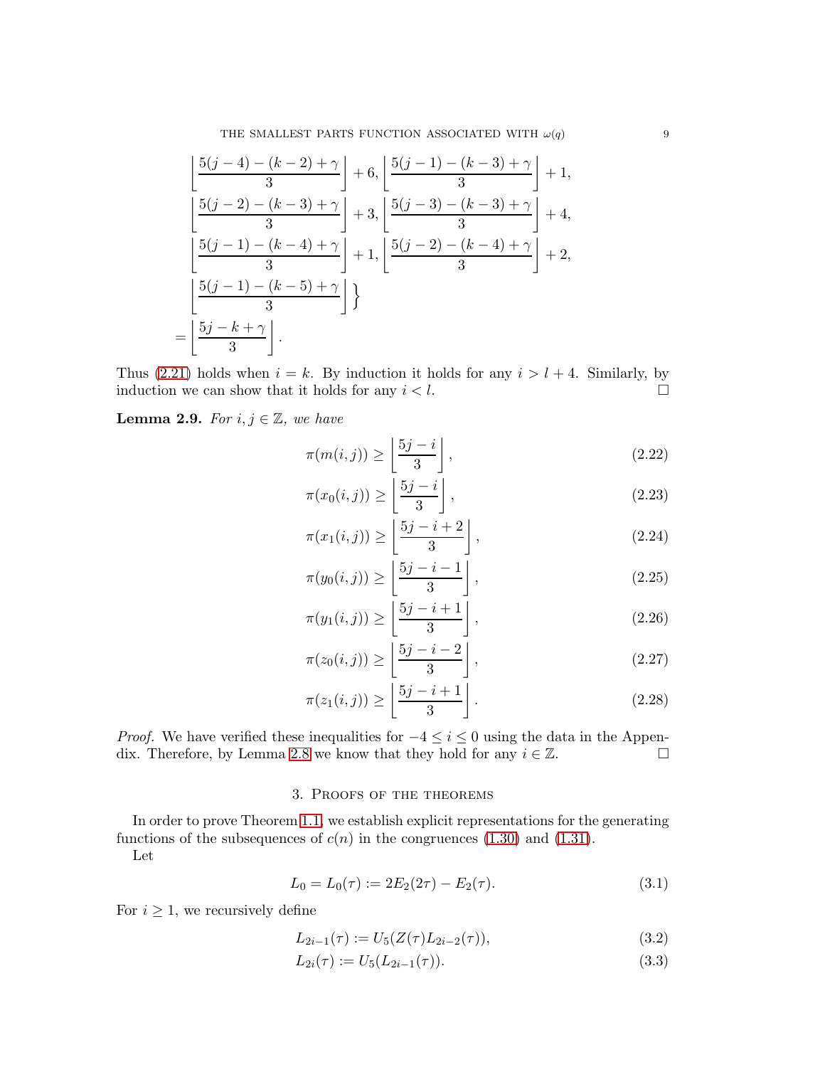$$
\left\lfloor \frac{5(j-4)-(k-2)+\gamma}{3} \right\rfloor + 6, \left\lfloor \frac{5(j-1)-(k-3)+\gamma}{3} \right\rfloor + 1,
$$

$$
\left\lfloor \frac{5(j-2)-(k-3)+\gamma}{3} \right\rfloor + 3, \left\lfloor \frac{5(j-3)-(k-3)+\gamma}{3} \right\rfloor + 4,
$$

$$
\left\lfloor \frac{5(j-1)-(k-4)+\gamma}{3} \right\rfloor + 1, \left\lfloor \frac{5(j-2)-(k-4)+\gamma}{3} \right\rfloor + 2,
$$

$$
\left. \left\lfloor \frac{5(j-1)-(k-5)+\gamma}{3} \right\rfloor \right\}
$$

$$
= \left\lfloor \frac{5j-k+\gamma}{3} \right\rfloor .
$$

Thus (2.21) holds when $i = k$. By induction it holds for any $i > l + 4$. Similarly, by induction we can show that it holds for any $i < l$. □

**Lemma 2.9.** *For $i, j \in \mathbb{Z}$, we have*

$$
\pi(m(i,j)) \geq \left\lfloor \frac{5j-i}{3} \right\rfloor, \tag{2.22}
$$

$$
\pi(x_0(i,j)) \geq \left\lfloor \frac{5j-i}{3} \right\rfloor, \tag{2.23}
$$

$$
\pi(x_1(i,j)) \geq \left\lfloor \frac{5j-i+2}{3} \right\rfloor, \tag{2.24}
$$

$$
\pi(y_0(i,j)) \geq \left\lfloor \frac{5j-i-1}{3} \right\rfloor, \tag{2.25}
$$

$$
\pi(y_1(i,j)) \geq \left\lfloor \frac{5j-i+1}{3} \right\rfloor, \tag{2.26}
$$

$$
\pi(z_0(i,j)) \geq \left\lfloor \frac{5j-i-2}{3} \right\rfloor, \tag{2.27}
$$

$$
\pi(z_1(i,j)) \geq \left\lfloor \frac{5j-i+1}{3} \right\rfloor. \tag{2.28}
$$

*Proof.* We have verified these inequalities for $-4 \leq i \leq 0$ using the data in the Appendix. Therefore, by Lemma 2.8 we know that they hold for any $i \in \mathbb{Z}$. □

## 3. Proofs of the theorems

In order to prove Theorem 1.1, we establish explicit representations for the generating functions of the subsequences of $c(n)$ in the congruences (1.30) and (1.31).

Let

$$
L_0 = L_0(\tau) := 2E_2(2\tau) - E_2(\tau). \tag{3.1}
$$

For $i \geq 1$, we recursively define

$$
L_{2i-1}(\tau) := U_5(Z(\tau)L_{2i-2}(\tau)), \tag{3.2}
$$

$$
L_{2i}(\tau) := U_5(L_{2i-1}(\tau)). \tag{3.3}
$$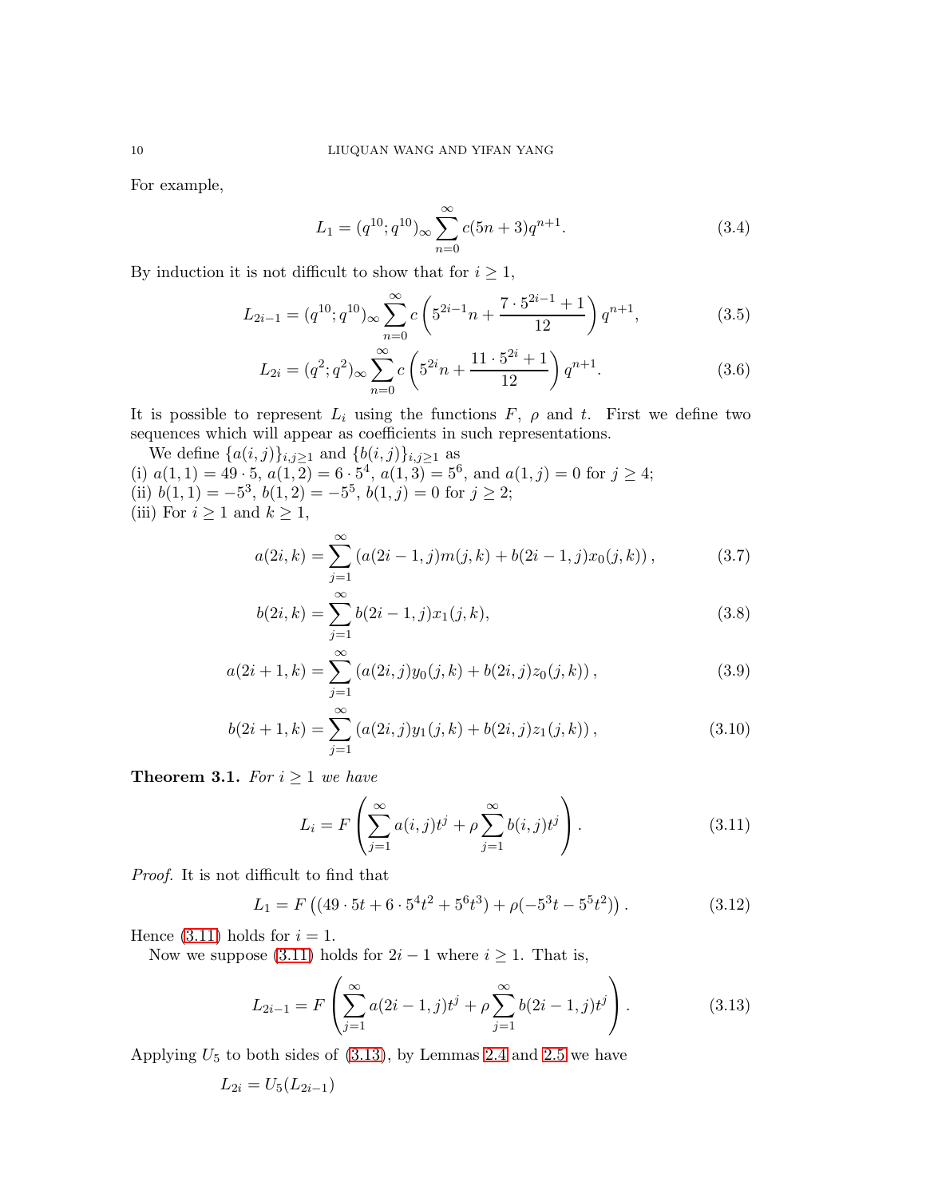For example,

$$L_1 = (q^{10};q^{10})_\infty \sum_{n=0}^\infty c(5n+3)q^{n+1}. \tag{3.4}$$

By induction it is not difficult to show that for $i\ge 1$,

$$L_{2i-1} = (q^{10};q^{10})_\infty \sum_{n=0}^\infty c\left(5^{2i-1}n+\frac{7\cdot 5^{2i-1}+1}{12}\right)q^{n+1}, \tag{3.5}$$

$$L_{2i} = (q^{2};q^{2})_\infty \sum_{n=0}^\infty c\left(5^{2i}n+\frac{11\cdot 5^{2i}+1}{12}\right)q^{n+1}. \tag{3.6}$$

It is possible to represent $L_i$ using the functions $F$, $\rho$ and $t$. First we define two sequences which will appear as coefficients in such representations.

We define $\{a(i,j)\}_{i,j\ge 1}$ and $\{b(i,j)\}_{i,j\ge 1}$ as
(i) $a(1,1)=49\cdot 5$, $a(1,2)=6\cdot 5^4$, $a(1,3)=5^6$, and $a(1,j)=0$ for $j\ge 4$;
(ii) $b(1,1)=-5^3$, $b(1,2)=-5^5$, $b(1,j)=0$ for $j\ge 2$;
(iii) For $i\ge 1$ and $k\ge 1$,

$$a(2i,k)=\sum_{j=1}^\infty \left(a(2i-1,j)m(j,k)+b(2i-1,j)x_0(j,k)\right), \tag{3.7}$$

$$b(2i,k)=\sum_{j=1}^\infty b(2i-1,j)x_1(j,k), \tag{3.8}$$

$$a(2i+1,k)=\sum_{j=1}^\infty \left(a(2i,j)y_0(j,k)+b(2i,j)z_0(j,k)\right), \tag{3.9}$$

$$b(2i+1,k)=\sum_{j=1}^\infty \left(a(2i,j)y_1(j,k)+b(2i,j)z_1(j,k)\right), \tag{3.10}$$

**Theorem 3.1.** *For $i\ge 1$ we have*

$$L_i = F\left(\sum_{j=1}^\infty a(i,j)t^j+\rho\sum_{j=1}^\infty b(i,j)t^j\right). \tag{3.11}$$

*Proof.* It is not difficult to find that

$$L_1 = F\left((49\cdot 5t+6\cdot 5^4t^2+5^6t^3)+\rho(-5^3t-5^5t^2)\right). \tag{3.12}$$

Hence (3.11) holds for $i=1$.

Now we suppose (3.11) holds for $2i-1$ where $i\ge 1$. That is,

$$L_{2i-1} = F\left(\sum_{j=1}^\infty a(2i-1,j)t^j+\rho\sum_{j=1}^\infty b(2i-1,j)t^j\right). \tag{3.13}$$

Applying $U_5$ to both sides of (3.13), by Lemmas 2.4 and 2.5 we have

$$L_{2i} = U_5(L_{2i-1})$$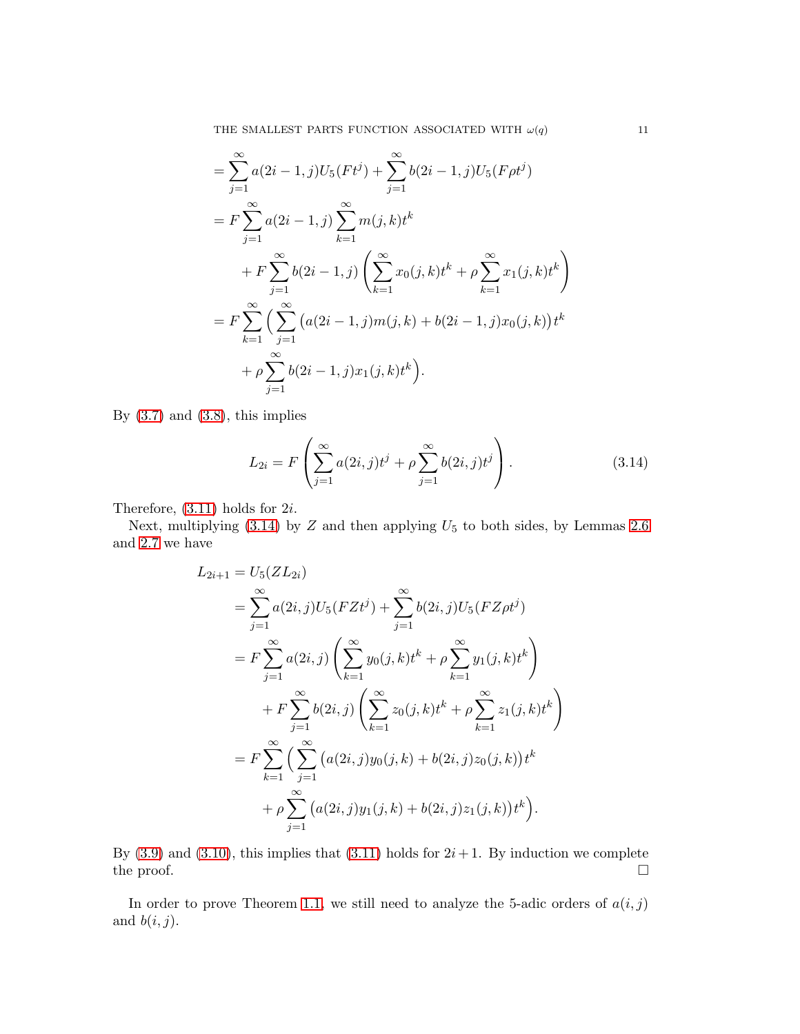$$
\begin{aligned}
&= \sum_{j=1}^{\infty} a(2i-1,j) U_5(Ft^j) + \sum_{j=1}^{\infty} b(2i-1,j) U_5(F\rho t^j) \\
&= F \sum_{j=1}^{\infty} a(2i-1,j) \sum_{k=1}^{\infty} m(j,k) t^k \\
&\quad + F \sum_{j=1}^{\infty} b(2i-1,j) \left( \sum_{k=1}^{\infty} x_0(j,k) t^k + \rho \sum_{k=1}^{\infty} x_1(j,k) t^k \right) \\
&= F \sum_{k=1}^{\infty} \Big( \sum_{j=1}^{\infty} \big( a(2i-1,j) m(j,k) + b(2i-1,j) x_0(j,k) \big) t^k \\
&\quad + \rho \sum_{j=1}^{\infty} b(2i-1,j) x_1(j,k) t^k \Big).
\end{aligned}
$$

By (3.7) and (3.8), this implies

$$
L_{2i} = F \left( \sum_{j=1}^{\infty} a(2i,j) t^j + \rho \sum_{j=1}^{\infty} b(2i,j) t^j \right). \tag{3.14}
$$

Therefore, (3.11) holds for $2i$.

Next, multiplying (3.14) by $Z$ and then applying $U_5$ to both sides, by Lemmas 2.6 and 2.7 we have

$$
\begin{aligned}
L_{2i+1} &= U_5(Z L_{2i}) \\
&= \sum_{j=1}^{\infty} a(2i,j) U_5(FZt^j) + \sum_{j=1}^{\infty} b(2i,j) U_5(FZ\rho t^j) \\
&= F \sum_{j=1}^{\infty} a(2i,j) \left( \sum_{k=1}^{\infty} y_0(j,k) t^k + \rho \sum_{k=1}^{\infty} y_1(j,k) t^k \right) \\
&\quad + F \sum_{j=1}^{\infty} b(2i,j) \left( \sum_{k=1}^{\infty} z_0(j,k) t^k + \rho \sum_{k=1}^{\infty} z_1(j,k) t^k \right) \\
&= F \sum_{k=1}^{\infty} \Big( \sum_{j=1}^{\infty} \big( a(2i,j) y_0(j,k) + b(2i,j) z_0(j,k) \big) t^k \\
&\quad + \rho \sum_{j=1}^{\infty} \big( a(2i,j) y_1(j,k) + b(2i,j) z_1(j,k) \big) t^k \Big).
\end{aligned}
$$

By (3.9) and (3.10), this implies that (3.11) holds for $2i+1$. By induction we complete the proof. $\square$

In order to prove Theorem 1.1, we still need to analyze the 5-adic orders of $a(i,j)$ and $b(i,j)$.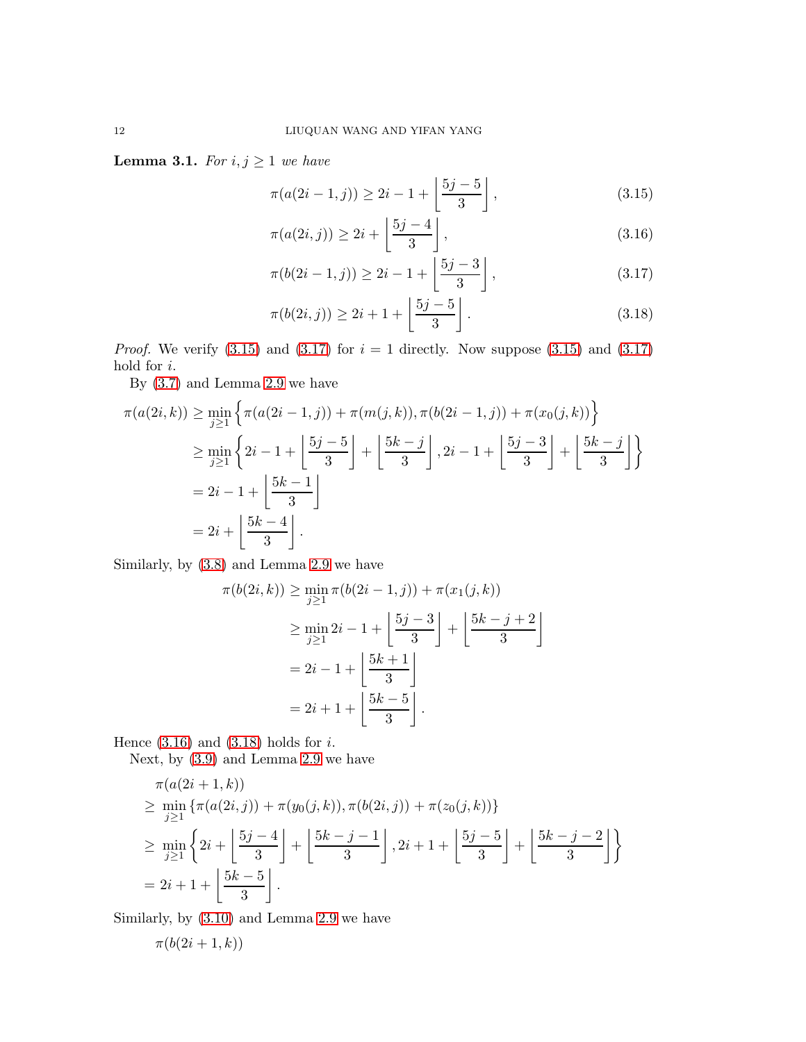**Lemma 3.1.** *For $i,j\geq 1$ we have*

$$\pi(a(2i-1,j))\geq 2i-1+\left\lfloor \frac{5j-5}{3}\right\rfloor, \tag{3.15}$$

$$\pi(a(2i,j))\geq 2i+\left\lfloor \frac{5j-4}{3}\right\rfloor, \tag{3.16}$$

$$\pi(b(2i-1,j))\geq 2i-1+\left\lfloor \frac{5j-3}{3}\right\rfloor, \tag{3.17}$$

$$\pi(b(2i,j))\geq 2i+1+\left\lfloor \frac{5j-5}{3}\right\rfloor. \tag{3.18}$$

*Proof.* We verify (3.15) and (3.17) for $i=1$ directly. Now suppose (3.15) and (3.17) hold for $i$.

By (3.7) and Lemma 2.9 we have

$$\begin{aligned}
\pi(a(2i,k)) &\geq \min_{j\geq 1}\Big\{\pi(a(2i-1,j))+\pi(m(j,k)),\pi(b(2i-1,j))+\pi(x_0(j,k))\Big\} \\
&\geq \min_{j\geq 1}\left\{2i-1+\left\lfloor \frac{5j-5}{3}\right\rfloor+\left\lfloor \frac{5k-j}{3}\right\rfloor, 2i-1+\left\lfloor \frac{5j-3}{3}\right\rfloor+\left\lfloor \frac{5k-j}{3}\right\rfloor\right\} \\
&= 2i-1+\left\lfloor \frac{5k-1}{3}\right\rfloor \\
&= 2i+\left\lfloor \frac{5k-4}{3}\right\rfloor.
\end{aligned}$$

Similarly, by (3.8) and Lemma 2.9 we have

$$\begin{aligned}
\pi(b(2i,k)) &\geq \min_{j\geq 1}\pi(b(2i-1,j))+\pi(x_1(j,k)) \\
&\geq \min_{j\geq 1} 2i-1+\left\lfloor \frac{5j-3}{3}\right\rfloor+\left\lfloor \frac{5k-j+2}{3}\right\rfloor \\
&= 2i-1+\left\lfloor \frac{5k+1}{3}\right\rfloor \\
&= 2i+1+\left\lfloor \frac{5k-5}{3}\right\rfloor.
\end{aligned}$$

Hence (3.16) and (3.18) holds for $i$.

Next, by (3.9) and Lemma 2.9 we have

$$\begin{aligned}
&\pi(a(2i+1,k)) \\
\geq\ & \min_{j\geq 1}\{\pi(a(2i,j))+\pi(y_0(j,k)),\pi(b(2i,j))+\pi(z_0(j,k))\} \\
\geq\ & \min_{j\geq 1}\left\{2i+\left\lfloor \frac{5j-4}{3}\right\rfloor+\left\lfloor \frac{5k-j-1}{3}\right\rfloor, 2i+1+\left\lfloor \frac{5j-5}{3}\right\rfloor+\left\lfloor \frac{5k-j-2}{3}\right\rfloor\right\} \\
=\ & 2i+1+\left\lfloor \frac{5k-5}{3}\right\rfloor.
\end{aligned}$$

Similarly, by (3.10) and Lemma 2.9 we have

$$\pi(b(2i+1,k))$$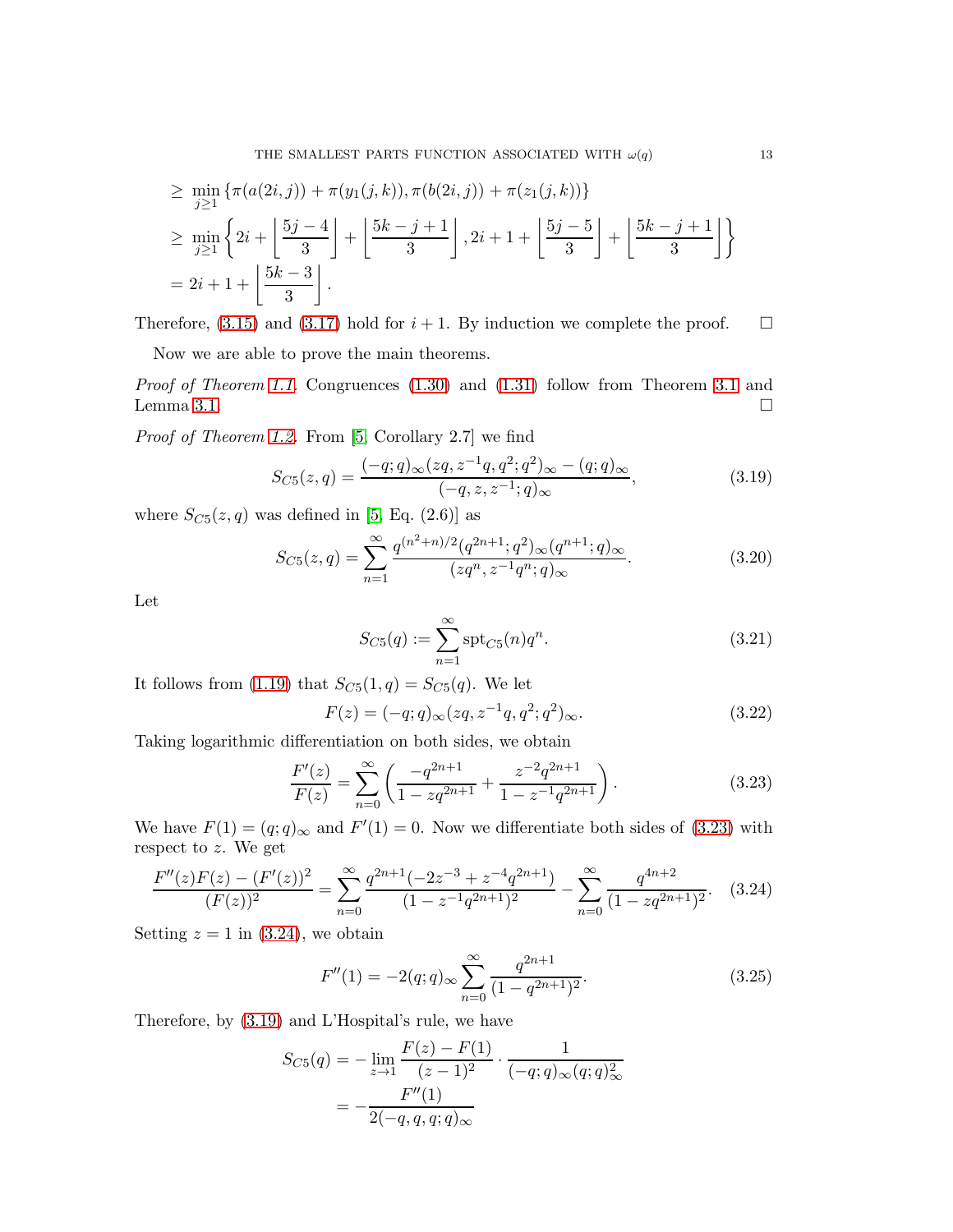$$
\begin{aligned}
&\geq \min_{j\geq 1}\left\{\pi(a(2i,j))+\pi(y_1(j,k)),\pi(b(2i,j))+\pi(z_1(j,k))\right\}\\
&\geq \min_{j\geq 1}\left\{2i+\left\lfloor\frac{5j-4}{3}\right\rfloor+\left\lfloor\frac{5k-j+1}{3}\right\rfloor, 2i+1+\left\lfloor\frac{5j-5}{3}\right\rfloor+\left\lfloor\frac{5k-j+1}{3}\right\rfloor\right\}\\
&= 2i+1+\left\lfloor\frac{5k-3}{3}\right\rfloor.
\end{aligned}
$$

Therefore, (3.15) and (3.17) hold for $i+1$. By induction we complete the proof. □

Now we are able to prove the main theorems.

*Proof of Theorem 1.1.* Congruences (1.30) and (1.31) follow from Theorem 3.1 and Lemma 3.1. □

*Proof of Theorem 1.2.* From [5, Corollary 2.7] we find

$$
S_{C5}(z,q)=\frac{(-q;q)_\infty(zq,z^{-1}q,q^2;q^2)_\infty-(q;q)_\infty}{(-q,z,z^{-1};q)_\infty}, \tag{3.19}
$$

where $S_{C5}(z,q)$ was defined in [5, Eq. (2.6)] as

$$
S_{C5}(z,q)=\sum_{n=1}^{\infty}\frac{q^{(n^2+n)/2}(q^{2n+1};q^2)_\infty(q^{n+1};q)_\infty}{(zq^n,z^{-1}q^n;q)_\infty}. \tag{3.20}
$$

Let

$$
S_{C5}(q):=\sum_{n=1}^{\infty}\mathrm{spt}_{C5}(n)q^n. \tag{3.21}
$$

It follows from (1.19) that $S_{C5}(1,q)=S_{C5}(q)$. We let

$$
F(z)=(-q;q)_\infty(zq,z^{-1}q,q^2;q^2)_\infty. \tag{3.22}
$$

Taking logarithmic differentiation on both sides, we obtain

$$
\frac{F'(z)}{F(z)}=\sum_{n=0}^{\infty}\left(\frac{-q^{2n+1}}{1-zq^{2n+1}}+\frac{z^{-2}q^{2n+1}}{1-z^{-1}q^{2n+1}}\right). \tag{3.23}
$$

We have $F(1)=(q;q)_\infty$ and $F'(1)=0$. Now we differentiate both sides of (3.23) with respect to $z$. We get

$$
\frac{F''(z)F(z)-(F'(z))^2}{(F(z))^2}=\sum_{n=0}^{\infty}\frac{q^{2n+1}(-2z^{-3}+z^{-4}q^{2n+1})}{(1-z^{-1}q^{2n+1})^2}-\sum_{n=0}^{\infty}\frac{q^{4n+2}}{(1-zq^{2n+1})^2}. \tag{3.24}
$$

Setting $z=1$ in (3.24), we obtain

$$
F''(1)=-2(q;q)_\infty\sum_{n=0}^{\infty}\frac{q^{2n+1}}{(1-q^{2n+1})^2}. \tag{3.25}
$$

Therefore, by (3.19) and L'Hospital's rule, we have

$$
\begin{aligned}
S_{C5}(q)&=-\lim_{z\to 1}\frac{F(z)-F(1)}{(z-1)^2}\cdot\frac{1}{(-q;q)_\infty(q;q)_\infty^2}\\
&=-\frac{F''(1)}{2(-q,q,q;q)_\infty}
\end{aligned}
$$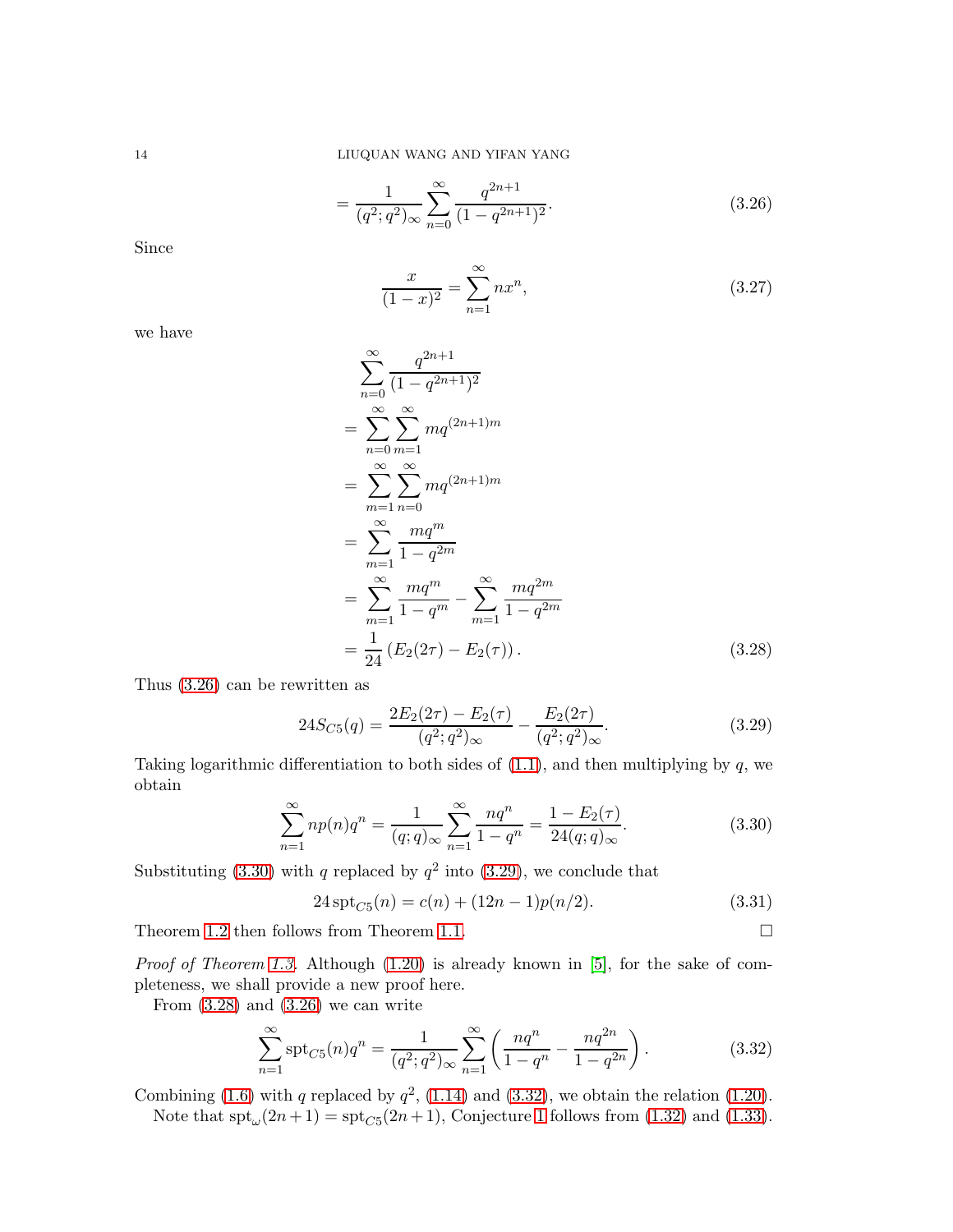$$= \frac{1}{(q^2;q^2)_\infty} \sum_{n=0}^{\infty} \frac{q^{2n+1}}{(1-q^{2n+1})^2}. \tag{3.26}$$

Since

$$\frac{x}{(1-x)^2} = \sum_{n=1}^{\infty} nx^n, \tag{3.27}$$

we have

$$\begin{aligned}
&\sum_{n=0}^{\infty} \frac{q^{2n+1}}{(1-q^{2n+1})^2} \\
=& \sum_{n=0}^{\infty} \sum_{m=1}^{\infty} mq^{(2n+1)m} \\
=& \sum_{m=1}^{\infty} \sum_{n=0}^{\infty} mq^{(2n+1)m} \\
=& \sum_{m=1}^{\infty} \frac{mq^m}{1-q^{2m}} \\
=& \sum_{m=1}^{\infty} \frac{mq^m}{1-q^m} - \sum_{m=1}^{\infty} \frac{mq^{2m}}{1-q^{2m}} \\
=& \frac{1}{24}\left(E_2(2\tau) - E_2(\tau)\right).
\end{aligned} \tag{3.28}$$

Thus (3.26) can be rewritten as

$$24S_{C5}(q) = \frac{2E_2(2\tau) - E_2(\tau)}{(q^2;q^2)_\infty} - \frac{E_2(2\tau)}{(q^2;q^2)_\infty}. \tag{3.29}$$

Taking logarithmic differentiation to both sides of (1.1), and then multiplying by $q$, we obtain

$$\sum_{n=1}^{\infty} np(n)q^n = \frac{1}{(q;q)_\infty} \sum_{n=1}^{\infty} \frac{nq^n}{1-q^n} = \frac{1-E_2(\tau)}{24(q;q)_\infty}. \tag{3.30}$$

Substituting (3.30) with $q$ replaced by $q^2$ into (3.29), we conclude that

$$24\,\mathrm{spt}_{C5}(n) = c(n) + (12n-1)p(n/2). \tag{3.31}$$

Theorem 1.2 then follows from Theorem 1.1. $\square$

*Proof of Theorem 1.3.* Although (1.20) is already known in [5], for the sake of completeness, we shall provide a new proof here.

From (3.28) and (3.26) we can write

$$\sum_{n=1}^{\infty} \mathrm{spt}_{C5}(n)q^n = \frac{1}{(q^2;q^2)_\infty} \sum_{n=1}^{\infty} \left(\frac{nq^n}{1-q^n} - \frac{nq^{2n}}{1-q^{2n}}\right). \tag{3.32}$$

Combining (1.6) with $q$ replaced by $q^2$, (1.14) and (3.32), we obtain the relation (1.20).

Note that $\mathrm{spt}_\omega(2n+1) = \mathrm{spt}_{C5}(2n+1)$, Conjecture 1 follows from (1.32) and (1.33).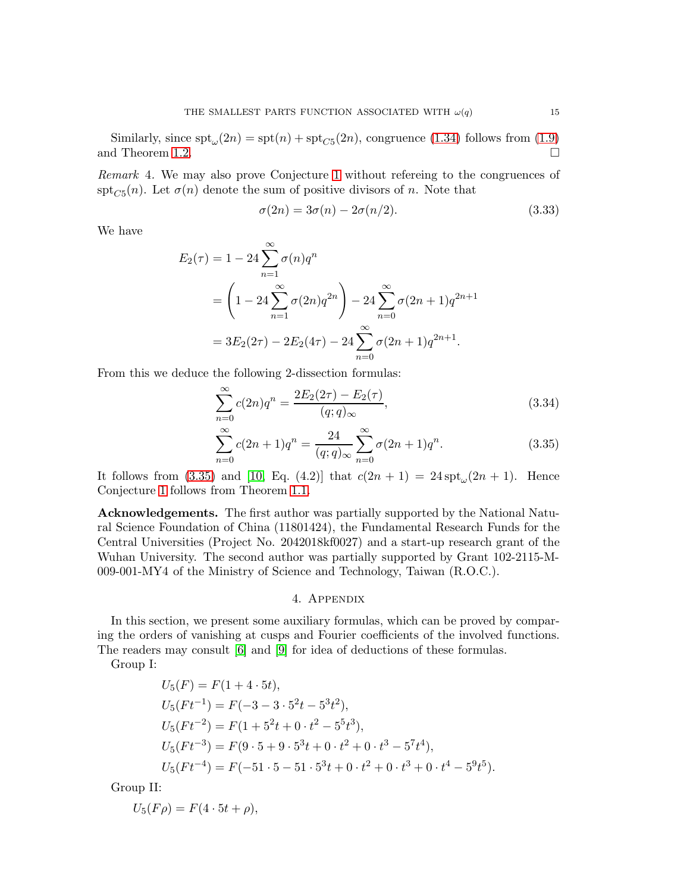Similarly, since $\text{spt}_{\omega}(2n) = \text{spt}(n) + \text{spt}_{C5}(2n)$, congruence (1.34) follows from (1.9) and Theorem 1.2. $\square$

*Remark* 4. We may also prove Conjecture 1 without refereing to the congruences of $\text{spt}_{C5}(n)$. Let $\sigma(n)$ denote the sum of positive divisors of $n$. Note that

$$\sigma(2n) = 3\sigma(n) - 2\sigma(n/2). \tag{3.33}$$

We have

$$\begin{aligned}
E_2(\tau) &= 1 - 24\sum_{n=1}^{\infty}\sigma(n)q^n \\
&= \left(1 - 24\sum_{n=1}^{\infty}\sigma(2n)q^{2n}\right) - 24\sum_{n=0}^{\infty}\sigma(2n+1)q^{2n+1} \\
&= 3E_2(2\tau) - 2E_2(4\tau) - 24\sum_{n=0}^{\infty}\sigma(2n+1)q^{2n+1}.
\end{aligned}$$

From this we deduce the following 2-dissection formulas:

$$\sum_{n=0}^{\infty} c(2n)q^n = \frac{2E_2(2\tau) - E_2(\tau)}{(q;q)_\infty}, \tag{3.34}$$

$$\sum_{n=0}^{\infty} c(2n+1)q^n = \frac{24}{(q;q)_\infty}\sum_{n=0}^{\infty}\sigma(2n+1)q^n. \tag{3.35}$$

It follows from (3.35) and [10, Eq. (4.2)] that $c(2n+1) = 24\,\text{spt}_{\omega}(2n+1)$. Hence Conjecture 1 follows from Theorem 1.1.

**Acknowledgements.** The first author was partially supported by the National Natural Science Foundation of China (11801424), the Fundamental Research Funds for the Central Universities (Project No. 2042018kf0027) and a start-up research grant of the Wuhan University. The second author was partially supported by Grant 102-2115-M-009-001-MY4 of the Ministry of Science and Technology, Taiwan (R.O.C.).

## 4. Appendix

In this section, we present some auxiliary formulas, which can be proved by comparing the orders of vanishing at cusps and Fourier coefficients of the involved functions. The readers may consult [6] and [9] for idea of deductions of these formulas.

Group I:

$$\begin{aligned}
&U_5(F) = F(1 + 4\cdot 5t), \\
&U_5(Ft^{-1}) = F(-3 - 3\cdot 5^2t - 5^3t^2), \\
&U_5(Ft^{-2}) = F(1 + 5^2t + 0\cdot t^2 - 5^5t^3), \\
&U_5(Ft^{-3}) = F(9\cdot 5 + 9\cdot 5^3t + 0\cdot t^2 + 0\cdot t^3 - 5^7t^4), \\
&U_5(Ft^{-4}) = F(-51\cdot 5 - 51\cdot 5^3t + 0\cdot t^2 + 0\cdot t^3 + 0\cdot t^4 - 5^9t^5).
\end{aligned}$$

Group II:

$$U_5(F\rho) = F(4\cdot 5t + \rho),$$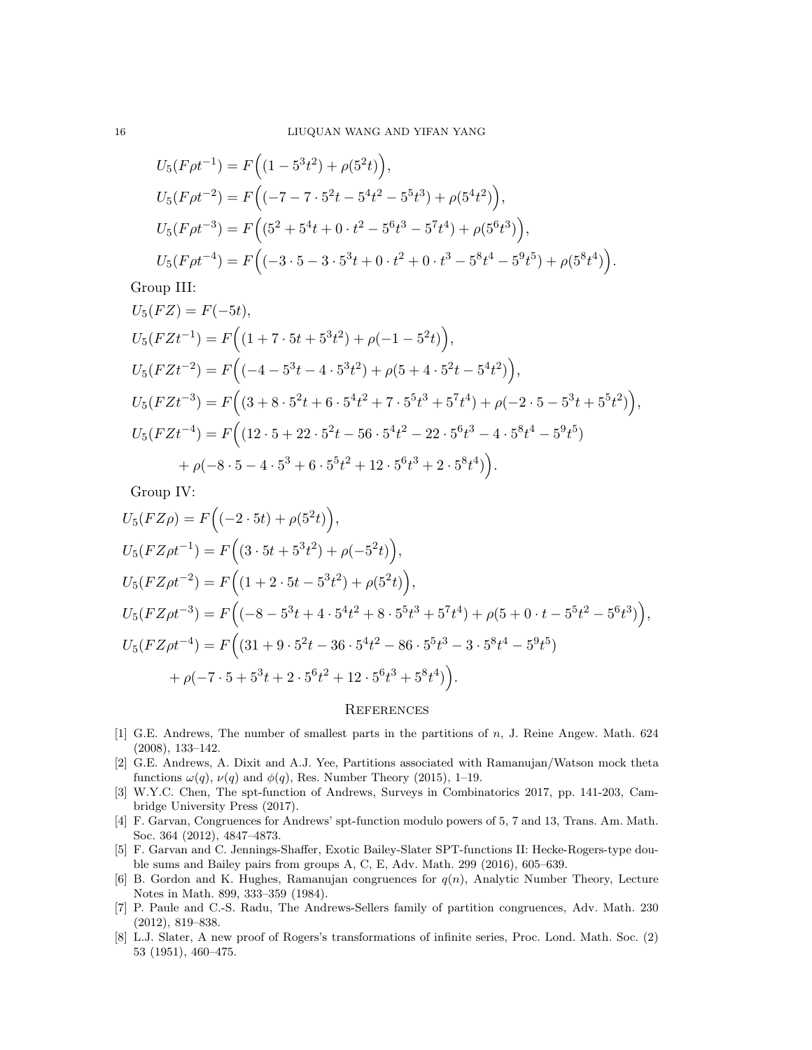$$U_5(F\rho t^{-1}) = F\Big((1-5^3t^2)+\rho(5^2t)\Big),$$

$$U_5(F\rho t^{-2}) = F\Big((-7-7\cdot 5^2t-5^4t^2-5^5t^3)+\rho(5^4t^2)\Big),$$

$$U_5(F\rho t^{-3}) = F\Big((5^2+5^4t+0\cdot t^2-5^6t^3-5^7t^4)+\rho(5^6t^3)\Big),$$

$$U_5(F\rho t^{-4}) = F\Big((-3\cdot 5-3\cdot 5^3t+0\cdot t^2+0\cdot t^3-5^8t^4-5^9t^5)+\rho(5^8t^4)\Big).$$

Group III:

$$U_5(FZ) = F(-5t),$$

$$U_5(FZt^{-1}) = F\Big((1+7\cdot 5t+5^3t^2)+\rho(-1-5^2t)\Big),$$

$$U_5(FZt^{-2}) = F\Big((-4-5^3t-4\cdot 5^3t^2)+\rho(5+4\cdot 5^2t-5^4t^2)\Big),$$

$$U_5(FZt^{-3}) = F\Big((3+8\cdot 5^2t+6\cdot 5^4t^2+7\cdot 5^5t^3+5^7t^4)+\rho(-2\cdot 5-5^3t+5^5t^2)\Big),$$

$$U_5(FZt^{-4}) = F\Big((12\cdot 5+22\cdot 5^2t-56\cdot 5^4t^2-22\cdot 5^6t^3-4\cdot 5^8t^4-5^9t^5)$$
$$+\rho(-8\cdot 5-4\cdot 5^3+6\cdot 5^5t^2+12\cdot 5^6t^3+2\cdot 5^8t^4)\Big).$$

Group IV:

$$U_5(FZ\rho) = F\Big((-2\cdot 5t)+\rho(5^2t)\Big),$$

$$U_5(FZ\rho t^{-1}) = F\Big((3\cdot 5t+5^3t^2)+\rho(-5^2t)\Big),$$

$$U_5(FZ\rho t^{-2}) = F\Big((1+2\cdot 5t-5^3t^2)+\rho(5^2t)\Big),$$

$$U_5(FZ\rho t^{-3}) = F\Big((-8-5^3t+4\cdot 5^4t^2+8\cdot 5^5t^3+5^7t^4)+\rho(5+0\cdot t-5^5t^2-5^6t^3)\Big),$$

$$U_5(FZ\rho t^{-4}) = F\Big((31+9\cdot 5^2t-36\cdot 5^4t^2-86\cdot 5^5t^3-3\cdot 5^8t^4-5^9t^5)$$
$$+\rho(-7\cdot 5+5^3t+2\cdot 5^6t^2+12\cdot 5^6t^3+5^8t^4)\Big).$$

## References

[1] G.E. Andrews, The number of smallest parts in the partitions of $n$, J. Reine Angew. Math. 624 (2008), 133–142.

[2] G.E. Andrews, A. Dixit and A.J. Yee, Partitions associated with Ramanujan/Watson mock theta functions $\omega(q)$, $\nu(q)$ and $\phi(q)$, Res. Number Theory (2015), 1–19.

[3] W.Y.C. Chen, The spt-function of Andrews, Surveys in Combinatorics 2017, pp. 141-203, Cambridge University Press (2017).

[4] F. Garvan, Congruences for Andrews' spt-function modulo powers of 5, 7 and 13, Trans. Am. Math. Soc. 364 (2012), 4847–4873.

[5] F. Garvan and C. Jennings-Shaffer, Exotic Bailey-Slater SPT-functions II: Hecke-Rogers-type double sums and Bailey pairs from groups A, C, E, Adv. Math. 299 (2016), 605–639.

[6] B. Gordon and K. Hughes, Ramanujan congruences for $q(n)$, Analytic Number Theory, Lecture Notes in Math. 899, 333–359 (1984).

[7] P. Paule and C.-S. Radu, The Andrews-Sellers family of partition congruences, Adv. Math. 230 (2012), 819–838.

[8] L.J. Slater, A new proof of Rogers's transformations of infinite series, Proc. Lond. Math. Soc. (2) 53 (1951), 460–475.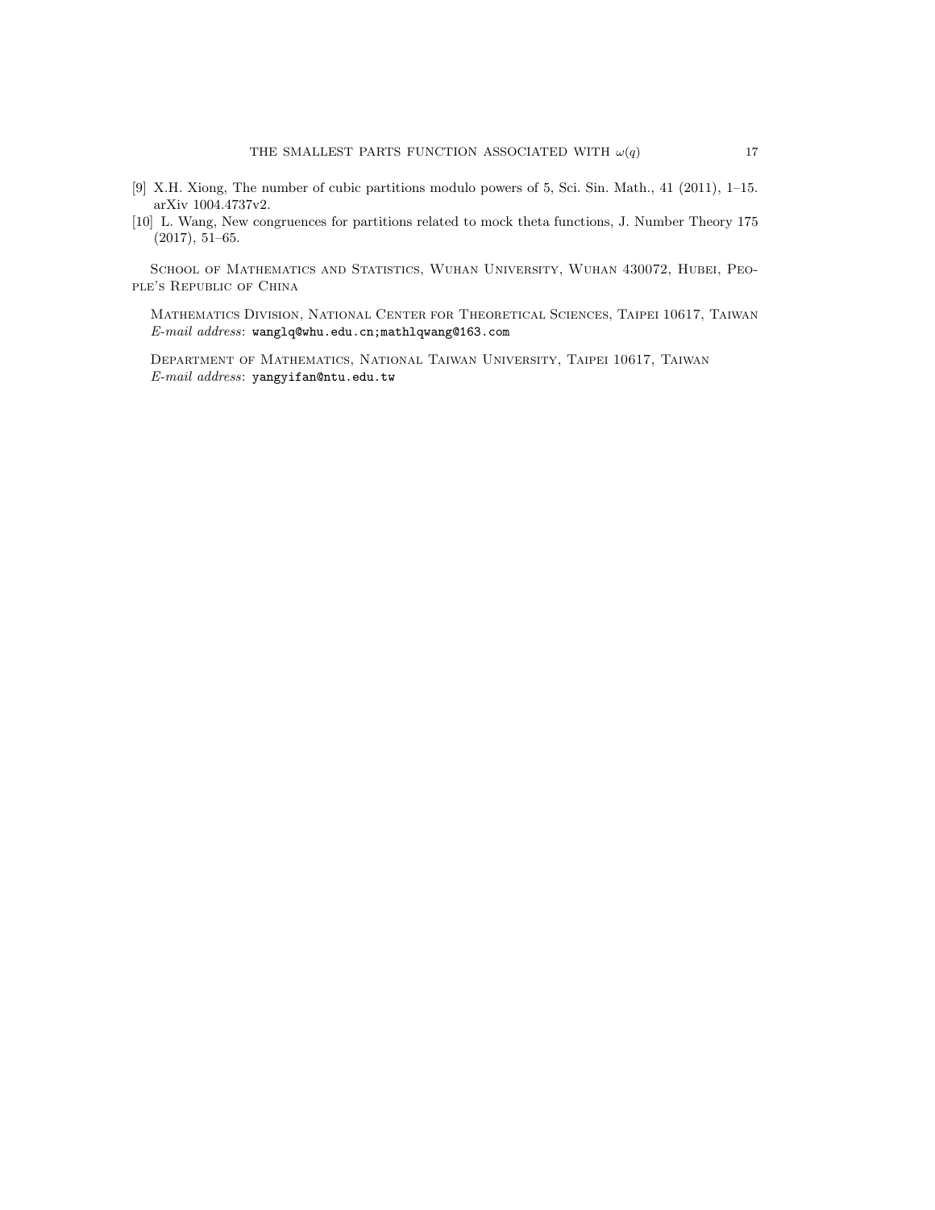[9] X.H. Xiong, The number of cubic partitions modulo powers of 5, Sci. Sin. Math., 41 (2011), 1–15. arXiv 1004.4737v2.

[10] L. Wang, New congruences for partitions related to mock theta functions, J. Number Theory 175 (2017), 51–65.

School of Mathematics and Statistics, Wuhan University, Wuhan 430072, Hubei, People's Republic of China

Mathematics Division, National Center for Theoretical Sciences, Taipei 10617, Taiwan
*E-mail address*: wanglq@whu.edu.cn;mathlqwang@163.com

Department of Mathematics, National Taiwan University, Taipei 10617, Taiwan
*E-mail address*: yangyifan@ntu.edu.tw